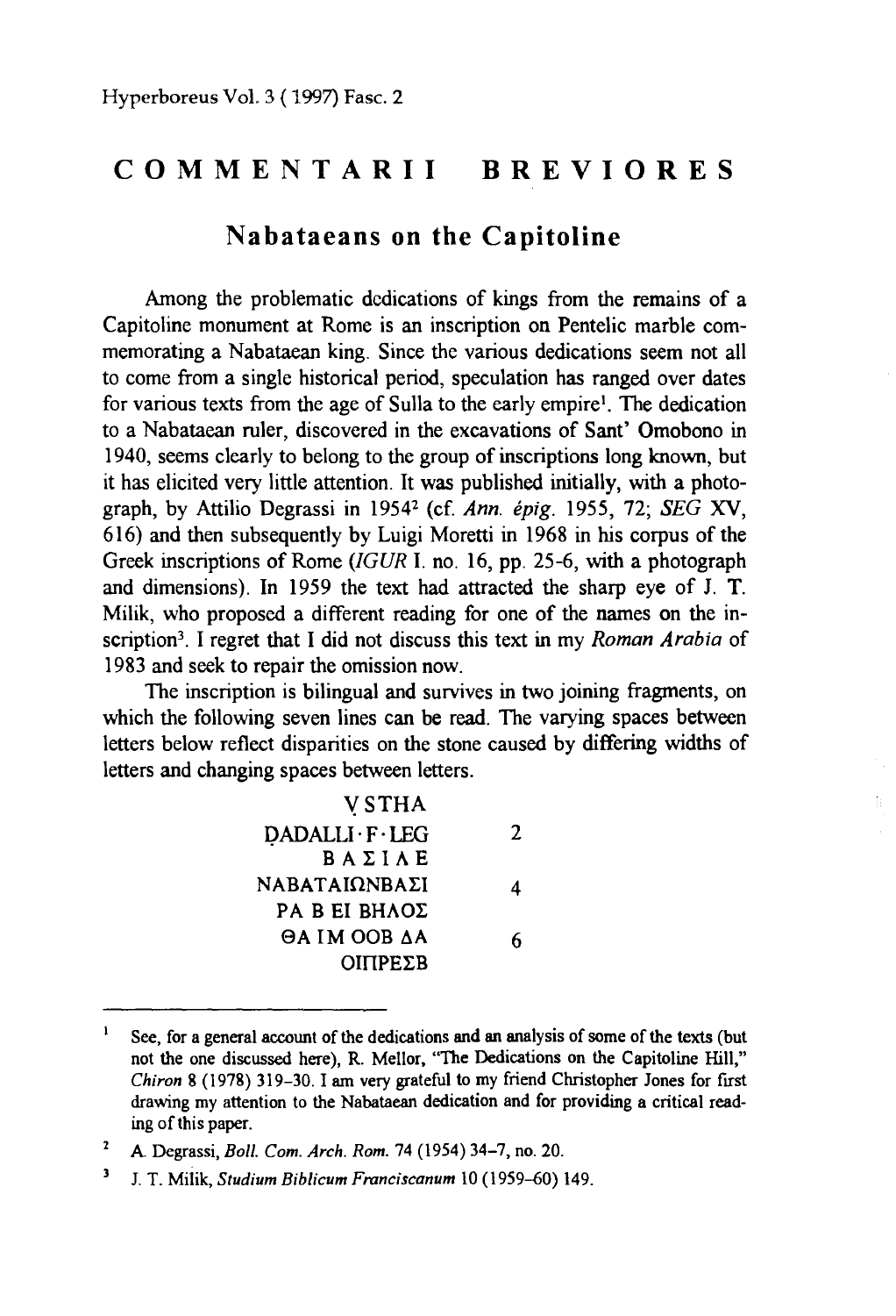# COMMENTARII BREVIORES

## Nabataeans on the Capitoline

Among the problematic dedications of kings from the remains of a Capitoline monument at Rome is an inscription on Pentelic marble commemorating a Nabataean king. Since the various dedications seem not all to come from a single historical period, speculation has ranged over dates for various texts from the age of Sulla to the early empire[1]. The dedication to a Nabataean ruler, discovered in the excavations of Sant' Omobono in 1940, seems clearly to belong to the group of inscriptions long known, but it has elicited very little attention. It was published initially, with a photograph, by Attilio Degrassi in 1954[2] (cf. *Ann. épig.* 1955, 72; *SEG* XV, 616) and then subsequently by Luigi Moretti in 1968 in his corpus of the Greek inscriptions of Rome (*IGUR* I. no. 16, pp. 25-6, with a photograph and dimensions). In 1959 the text had attracted the sharp eye of J. T. Milik, who proposed a different reading for one of the names on the inscription[3]. I regret that I did not discuss this text in my *Roman Arabia* of 1983 and seek to repair the omission now.

The inscription is bilingual and survives in two joining fragments, on which the following seven lines can be read. The varying spaces between letters below reflect disparities on the stone caused by differing widths of letters and changing spaces between letters.

```
          ṾSTHA
     ḌADALLI·F·LEG          2
          ΒΑΣΙΛΕ
     ΝΑΒΑΤΑΙΩΝΒΑΣΙ          4
      ΡΑ Β ΕΙ ΒΗΛΟΣ
       ΘΑ ΙΜ ΟΟΒ ΔΑ         6
          ΟΙΠΡΕΣΒ
```

---

[1] See, for a general account of the dedications and an analysis of some of the texts (but not the one discussed here), R. Mellor, "The Dedications on the Capitoline Hill," *Chiron* 8 (1978) 319–30. I am very grateful to my friend Christopher Jones for first drawing my attention to the Nabataean dedication and for providing a critical reading of this paper.

[2] A. Degrassi, *Boll. Com. Arch. Rom.* 74 (1954) 34–7, no. 20.

[3] J. T. Milik, *Studium Biblicum Franciscanum* 10 (1959–60) 149.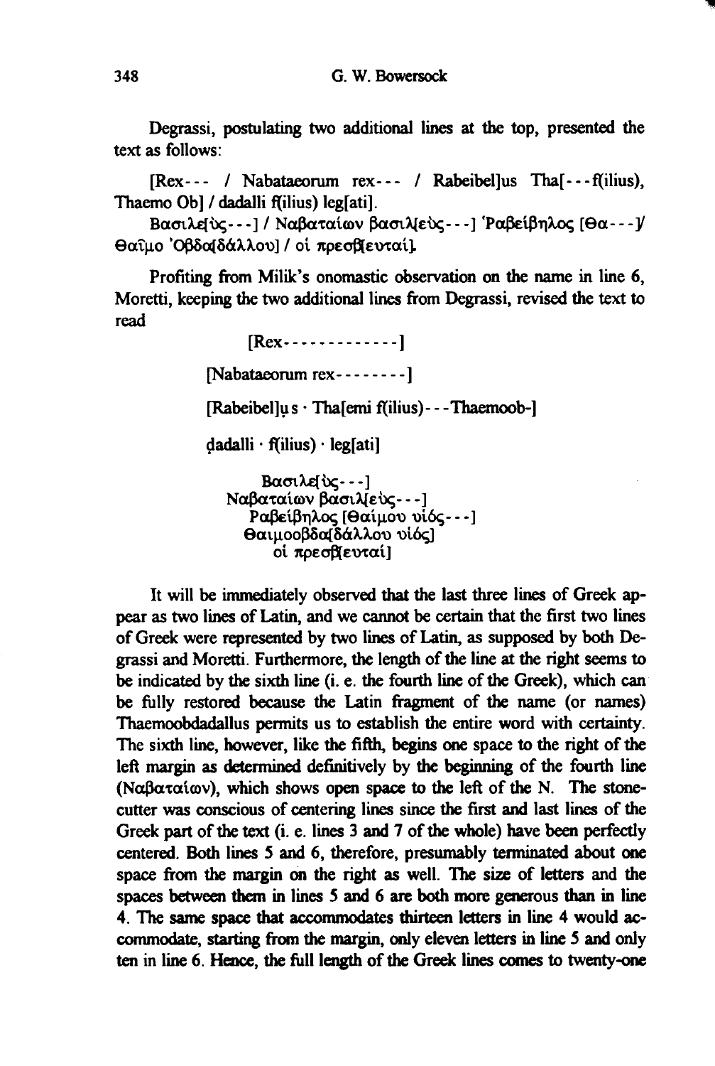Degrassi, postulating two additional lines at the top, presented the text as follows:

[Rex--- / Nabataeorum rex--- / Rabeibel]us Tha[---f(ilius), Thaemo Ob] / dadalli f(ilius) leg[ati].

Βασιλε[ὺς---] / Ναβαταίων βασιλ[εὺς---] Ῥαβείβηλος [Θα---]/ Θαῖμο Ὀβδα[δάλλου] / οἱ πρεσβ[ευταί].

Profiting from Milik's onomastic observation on the name in line 6, Moretti, keeping the two additional lines from Degrassi, revised the text to read

[Rex-------------]

[Nabataeorum rex--------]

[Rabeibel]ụs · Tha[emi f(ilius)---Thaemoob-]

ḍadalli · f(ilius) · leg[ati]

Βασιλε[ὺς---]
Ναβαταίων βασιλ[εὺς---]
Ραβείβηλος [Θαίμου υἱός---]
Θαιμοοβδα[δάλλου υἱός]
οἱ πρεσβ[ευταί]

It will be immediately observed that the last three lines of Greek appear as two lines of Latin, and we cannot be certain that the first two lines of Greek were represented by two lines of Latin, as supposed by both Degrassi and Moretti. Furthermore, the length of the line at the right seems to be indicated by the sixth line (i. e. the fourth line of the Greek), which can be fully restored because the Latin fragment of the name (or names) Thaemoobdadallus permits us to establish the entire word with certainty. The sixth line, however, like the fifth, begins one space to the right of the left margin as determined definitively by the beginning of the fourth line (Ναβαταίων), which shows open space to the left of the N. The stonecutter was conscious of centering lines since the first and last lines of the Greek part of the text (i. e. lines 3 and 7 of the whole) have been perfectly centered. Both lines 5 and 6, therefore, presumably terminated about one space from the margin on the right as well. The size of letters and the spaces between them in lines 5 and 6 are both more generous than in line 4. The same space that accommodates thirteen letters in line 4 would accommodate, starting from the margin, only eleven letters in line 5 and only ten in line 6. Hence, the full length of the Greek lines comes to twenty-one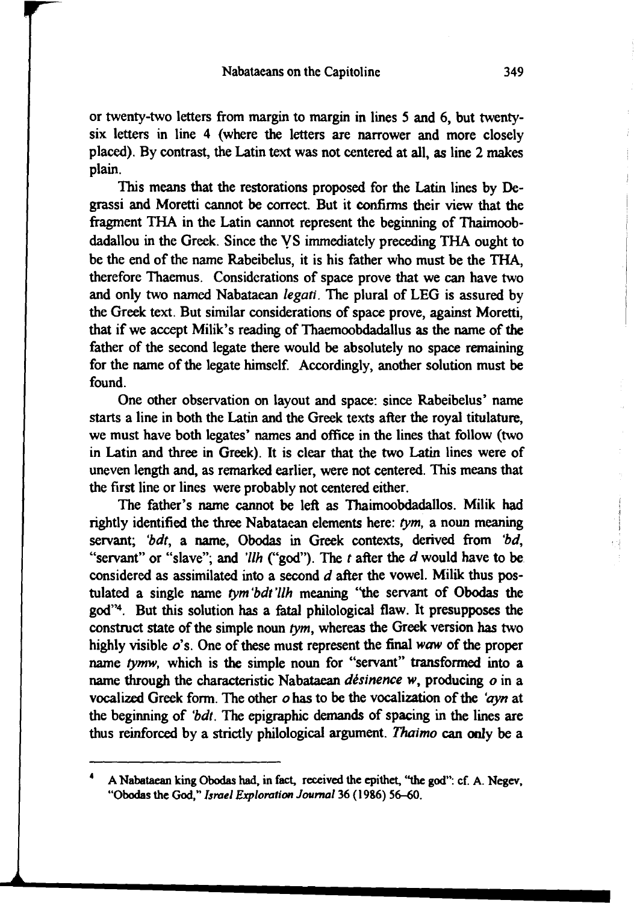or twenty-two letters from margin to margin in lines 5 and 6, but twenty-six letters in line 4 (where the letters are narrower and more closely placed). By contrast, the Latin text was not centered at all, as line 2 makes plain.

This means that the restorations proposed for the Latin lines by Degrassi and Moretti cannot be correct. But it confirms their view that the fragment THA in the Latin cannot represent the beginning of Thaimoobdadallou in the Greek. Since the ṾS immediately preceding THA ought to be the end of the name Rabeibelus, it is his father who must be the THA, therefore Thaemus. Considerations of space prove that we can have two and only two named Nabataean *legati*. The plural of LEG is assured by the Greek text. But similar considerations of space prove, against Moretti, that if we accept Milik's reading of Thaemoobdadallus as the name of the father of the second legate there would be absolutely no space remaining for the name of the legate himself. Accordingly, another solution must be found.

One other observation on layout and space: since Rabeibelus' name starts a line in both the Latin and the Greek texts after the royal titulature, we must have both legates' names and office in the lines that follow (two in Latin and three in Greek). It is clear that the two Latin lines were of uneven length and, as remarked earlier, were not centered. This means that the first line or lines were probably not centered either.

The father's name cannot be left as Thaimoobdadallos. Milik had rightly identified the three Nabataean elements here: *tym*, a noun meaning servant; *'bdt*, a name, Obodas in Greek contexts, derived from *'bd*, "servant" or "slave"; and *'llh* ("god"). The *t* after the *d* would have to be considered as assimilated into a second *d* after the vowel. Milik thus postulated a single name *tym'bdt'llh* meaning "the servant of Obodas the god"[4]. But this solution has a fatal philological flaw. It presupposes the construct state of the simple noun *tym*, whereas the Greek version has two highly visible *o*'s. One of these must represent the final *waw* of the proper name *tymw*, which is the simple noun for "servant" transformed into a name through the characteristic Nabataean *désinence w*, producing *o* in a vocalized Greek form. The other *o* has to be the vocalization of the *'ayn* at the beginning of *'bdt*. The epigraphic demands of spacing in the lines are thus reinforced by a strictly philological argument. *Thaimo* can only be a

---

[4] A Nabataean king Obodas had, in fact, received the epithet, "the god": cf. A. Negev, "Obodas the God," *Israel Exploration Journal* 36 (1986) 56–60.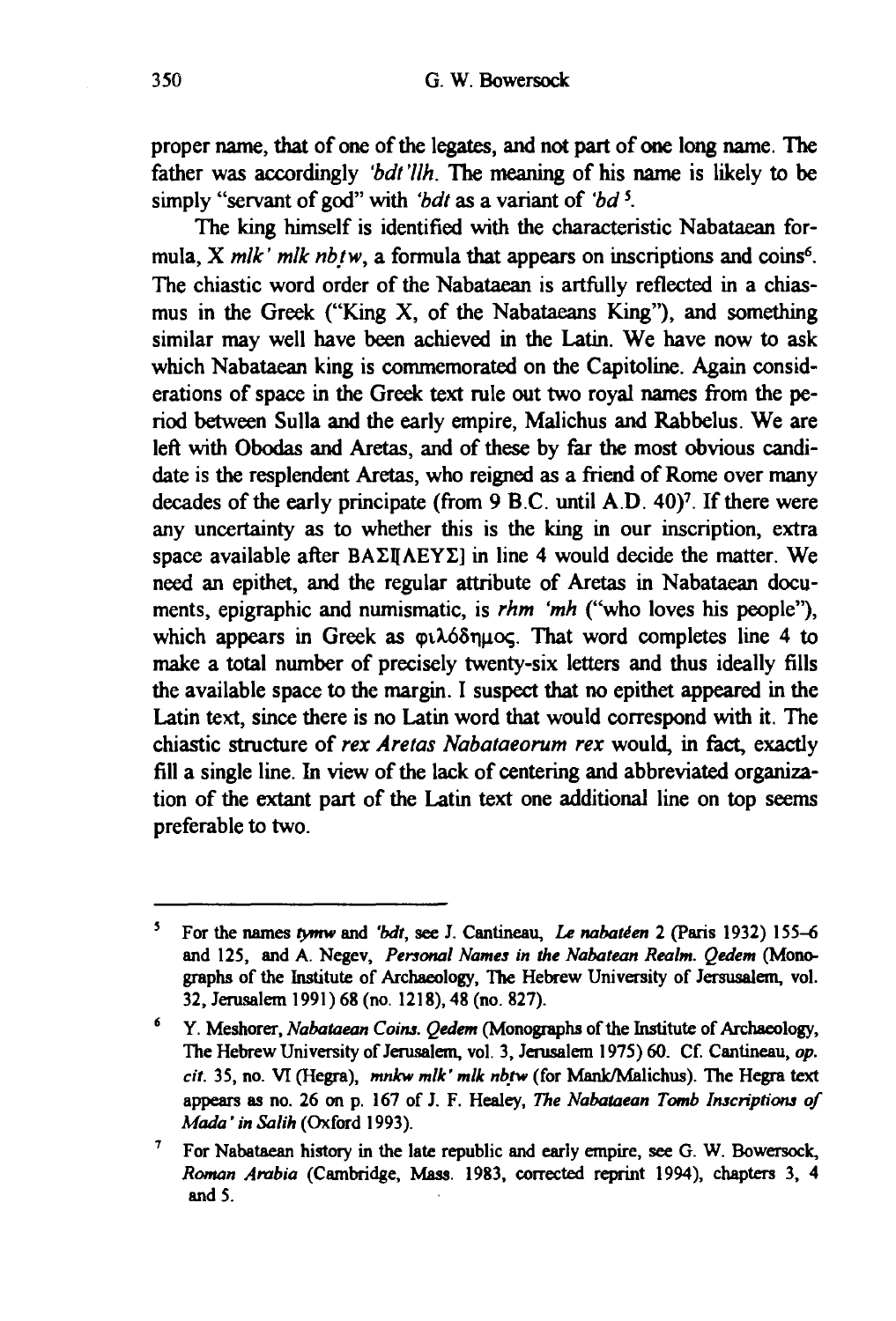proper name, that of one of the legates, and not part of one long name. The father was accordingly *'bdt'llh*. The meaning of his name is likely to be simply "servant of god" with *'bdt* as a variant of *'bd*[5].

The king himself is identified with the characteristic Nabataean formula, X *mlk' mlk nbṭw*, a formula that appears on inscriptions and coins[6]. The chiastic word order of the Nabataean is artfully reflected in a chiasmus in the Greek ("King X, of the Nabataeans King"), and something similar may well have been achieved in the Latin. We have now to ask which Nabataean king is commemorated on the Capitoline. Again considerations of space in the Greek text rule out two royal names from the period between Sulla and the early empire, Malichus and Rabbelus. We are left with Obodas and Aretas, and of these by far the most obvious candidate is the resplendent Aretas, who reigned as a friend of Rome over many decades of the early principate (from 9 B.C. until A.D. 40)[7]. If there were any uncertainty as to whether this is the king in our inscription, extra space available after ΒΑΣΙ[ΛΕΥΣ] in line 4 would decide the matter. We need an epithet, and the regular attribute of Aretas in Nabataean documents, epigraphic and numismatic, is *rhm 'mh* ("who loves his people"), which appears in Greek as φιλόδημος. That word completes line 4 to make a total number of precisely twenty-six letters and thus ideally fills the available space to the margin. I suspect that no epithet appeared in the Latin text, since there is no Latin word that would correspond with it. The chiastic structure of *rex Aretas Nabataeorum rex* would, in fact, exactly fill a single line. In view of the lack of centering and abbreviated organization of the extant part of the Latin text one additional line on top seems preferable to two.

---

[5] For the names *tymw* and *'bdt*, see J. Cantineau, *Le nabatéen* 2 (Paris 1932) 155–6 and 125, and A. Negev, *Personal Names in the Nabatean Realm. Qedem* (Monographs of the Institute of Archaeology, The Hebrew University of Jersusalem, vol. 32, Jerusalem 1991) 68 (no. 1218), 48 (no. 827).

[6] Y. Meshorer, *Nabataean Coins. Qedem* (Monographs of the Institute of Archaeology, The Hebrew University of Jerusalem, vol. 3, Jerusalem 1975) 60. Cf. Cantineau, *op. cit.* 35, no. VI (Hegra), *mnkw mlk' mlk nbṭw* (for Mank/Malichus). The Hegra text appears as no. 26 on p. 167 of J. F. Healey, *The Nabataean Tomb Inscriptions of Mada' in Salih* (Oxford 1993).

[7] For Nabataean history in the late republic and early empire, see G. W. Bowersock, *Roman Arabia* (Cambridge, Mass. 1983, corrected reprint 1994), chapters 3, 4 and 5.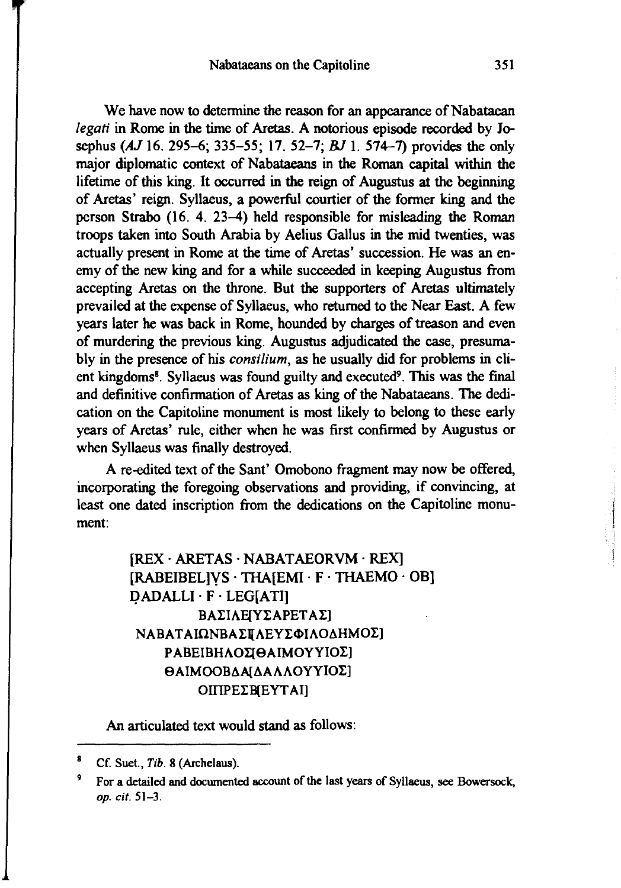We have now to determine the reason for an appearance of Nabataean *legati* in Rome in the time of Aretas. A notorious episode recorded by Josephus (*AJ* 16. 295–6; 335–55; 17. 52–7; *BJ* 1. 574–7) provides the only major diplomatic context of Nabataeans in the Roman capital within the lifetime of this king. It occurred in the reign of Augustus at the beginning of Aretas' reign. Syllaeus, a powerful courtier of the former king and the person Strabo (16. 4. 23–4) held responsible for misleading the Roman troops taken into South Arabia by Aelius Gallus in the mid twenties, was actually present in Rome at the time of Aretas' succession. He was an enemy of the new king and for a while succeeded in keeping Augustus from accepting Aretas on the throne. But the supporters of Aretas ultimately prevailed at the expense of Syllaeus, who returned to the Near East. A few years later he was back in Rome, hounded by charges of treason and even of murdering the previous king. Augustus adjudicated the case, presumably in the presence of his *consilium*, as he usually did for problems in client kingdoms[8]. Syllaeus was found guilty and executed[9]. This was the final and definitive confirmation of Aretas as king of the Nabataeans. The dedication on the Capitoline monument is most likely to belong to these early years of Aretas' rule, either when he was first confirmed by Augustus or when Syllaeus was finally destroyed.

A re-edited text of the Sant' Omobono fragment may now be offered, incorporating the foregoing observations and providing, if convincing, at least one dated inscription from the dedications on the Capitoline monument:

> [REX · ARETAS · NABATAEORVM · REX]
> [RABEIBEL]VS · THA[EMI · F · THAEMO · OB]
> DADALLI · F · LEG[ATI]
> ΒΑΣΙΛΕ[ΥΣΑΡΕΤΑΣ]
> ΝΑΒΑΤΑΙΩΝΒΑΣΙ[ΛΕΥΣΦΙΛΟΔΗΜΟΣ]
> ΡΑΒΕΙΒΗΛΟΣ[ΘΑΙΜΟΥΥΙΟΣ]
> ΘΑΙΜΟΟΒΔΑ[ΔΑΛΛΟΥΥΙΟΣ]
> ΟΙΠΡΕΣΒ[ΕΥΤΑΙ]

An articulated text would stand as follows:

---

[8] Cf. Suet., *Tib.* 8 (Archelaus).

[9] For a detailed and documented account of the last years of Syllaeus, see Bowersock, *op. cit.* 51–3.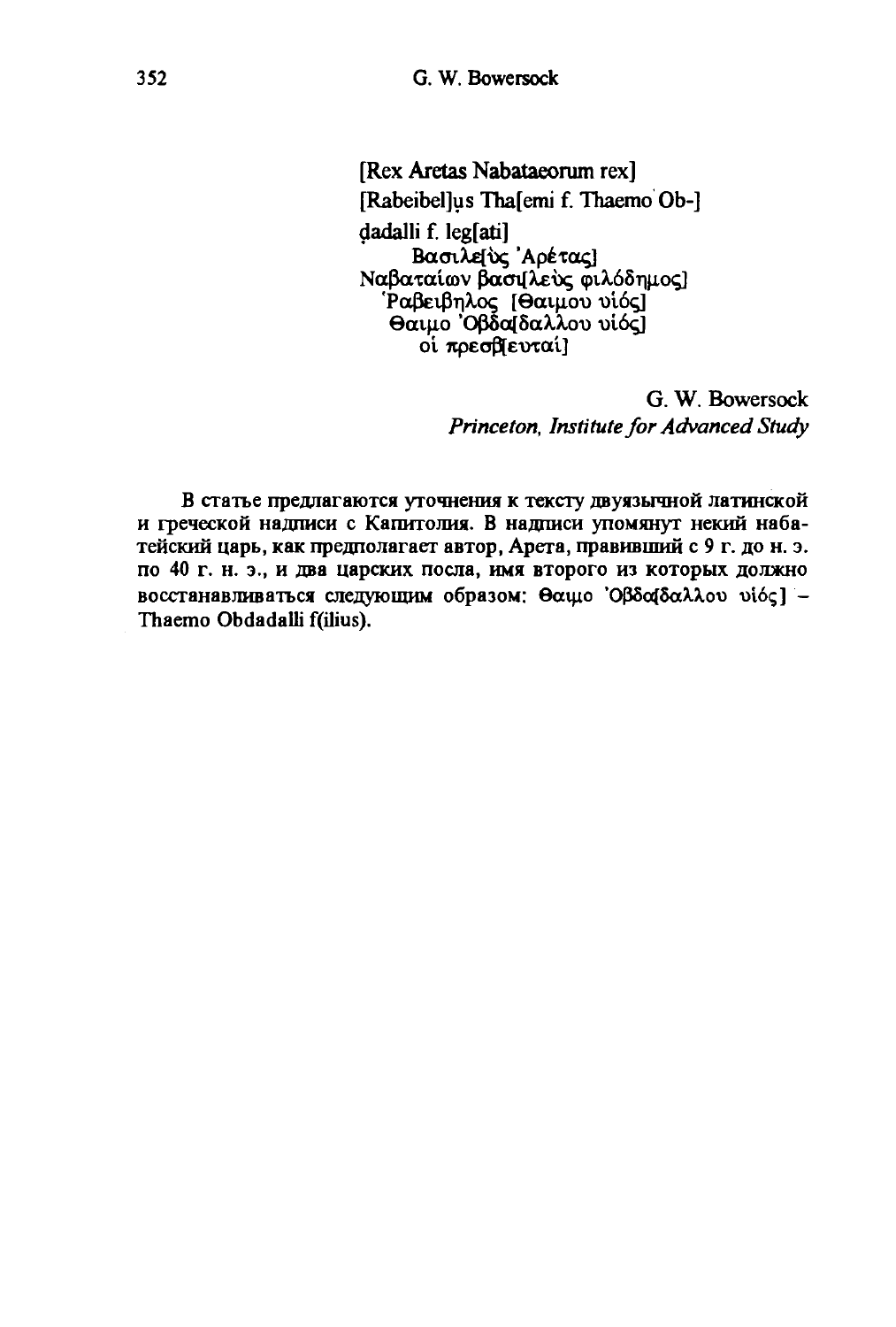[Rex Aretas Nabataeorum rex]
[Rabeibel]ụs Tha[emi f. Thaemo Ob-]
ḍadalli f. leg[ati]

Βασιλε[ὺς Ἀρέτας]
Ναβαταίων βασι[λεὺς φιλόδημος]
Ῥαβειβηλος [Θαιμου υἱός]
Θαιμο Ὀβδα[δαλλου υἱός]
οἱ πρεσβ[ευταί]

G. W. Bowersock
*Princeton, Institute for Advanced Study*

В статье предлагаются уточнения к тексту двуязычной латинской и греческой надписи с Капитолия. В надписи упомянут некий набатейский царь, как предполагает автор, Арета, правивший с 9 г. до н. э. по 40 г. н. э., и два царских посла, имя второго из которых должно восстанавливаться следующим образом: Θαιμο Ὀβδα[δαλλου υἱός] – Thaemo Obdadalli f(ilius).